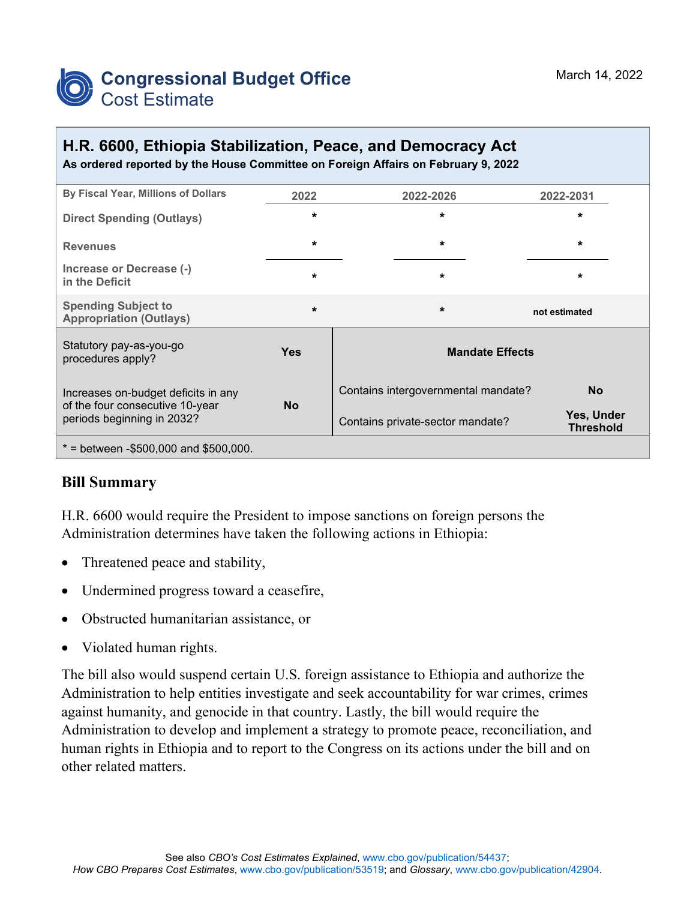# Congressional Budget Office
## Cost Estimate

March 14, 2022

## H.R. 6600, Ethiopia Stabilization, Peace, and Democracy Act

**As ordered reported by the House Committee on Foreign Affairs on February 9, 2022**

| By Fiscal Year, Millions of Dollars | 2022 | 2022-2026 | 2022-2031 |
|---|---|---|---|
| Direct Spending (Outlays) | * | * | * |
| Revenues | * | * | * |
| Increase or Decrease (-) in the Deficit | * | * | * |
| Spending Subject to Appropriation (Outlays) | * | * | not estimated |

| Statutory pay-as-you-go procedures apply? | Yes | **Mandate Effects** | |
|---|---|---|---|
| Increases on-budget deficits in any of the four consecutive 10-year periods beginning in 2032? | No | Contains intergovernmental mandate? | No |
| | | Contains private-sector mandate? | Yes, Under Threshold |

\* = between -$500,000 and $500,000.

## Bill Summary

H.R. 6600 would require the President to impose sanctions on foreign persons the Administration determines have taken the following actions in Ethiopia:

- Threatened peace and stability,
- Undermined progress toward a ceasefire,
- Obstructed humanitarian assistance, or
- Violated human rights.

The bill also would suspend certain U.S. foreign assistance to Ethiopia and authorize the Administration to help entities investigate and seek accountability for war crimes, crimes against humanity, and genocide in that country. Lastly, the bill would require the Administration to develop and implement a strategy to promote peace, reconciliation, and human rights in Ethiopia and to report to the Congress on its actions under the bill and on other related matters.

See also *CBO's Cost Estimates Explained*, www.cbo.gov/publication/54437; *How CBO Prepares Cost Estimates*, www.cbo.gov/publication/53519; and *Glossary*, www.cbo.gov/publication/42904.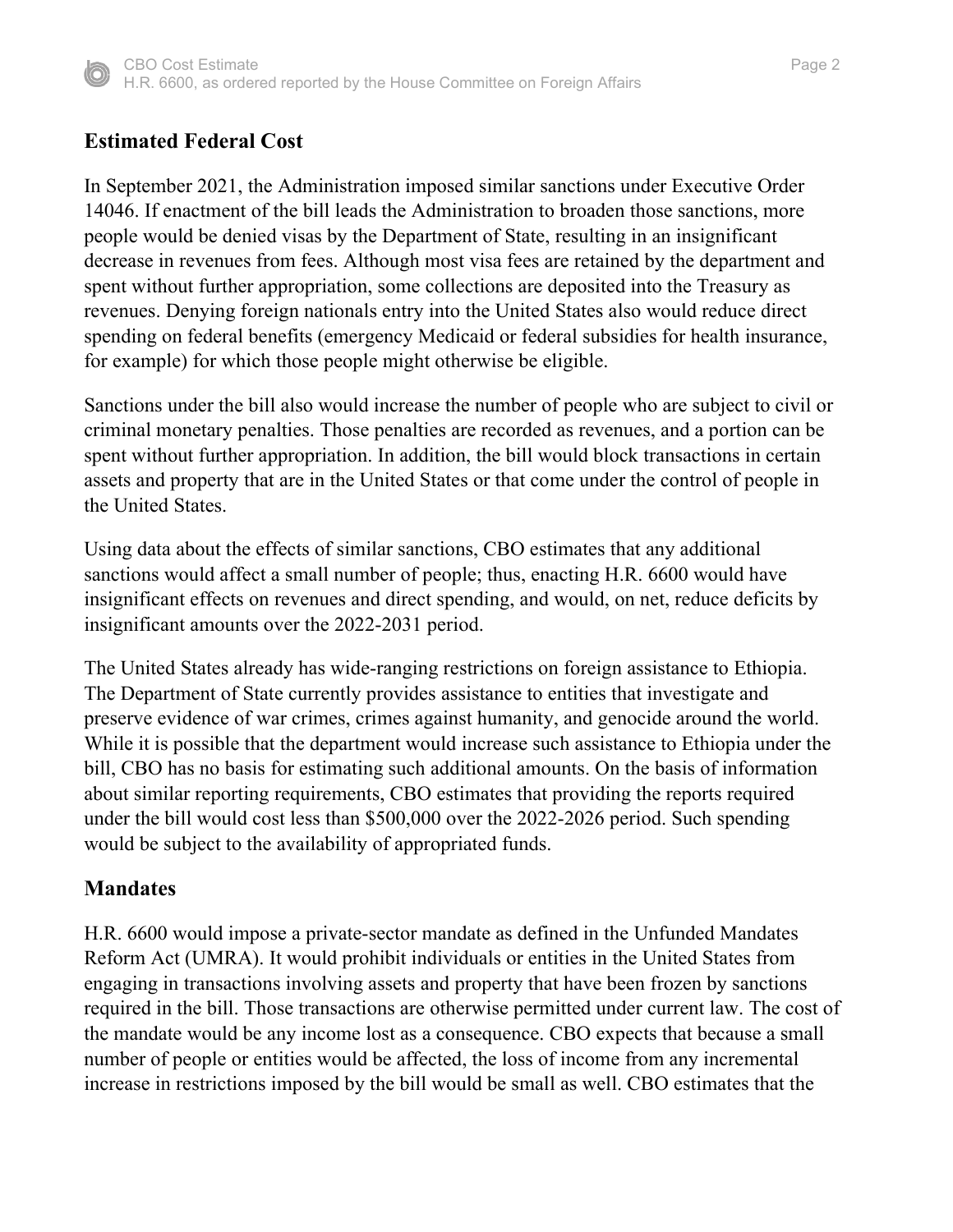## Estimated Federal Cost

In September 2021, the Administration imposed similar sanctions under Executive Order 14046. If enactment of the bill leads the Administration to broaden those sanctions, more people would be denied visas by the Department of State, resulting in an insignificant decrease in revenues from fees. Although most visa fees are retained by the department and spent without further appropriation, some collections are deposited into the Treasury as revenues. Denying foreign nationals entry into the United States also would reduce direct spending on federal benefits (emergency Medicaid or federal subsidies for health insurance, for example) for which those people might otherwise be eligible.

Sanctions under the bill also would increase the number of people who are subject to civil or criminal monetary penalties. Those penalties are recorded as revenues, and a portion can be spent without further appropriation. In addition, the bill would block transactions in certain assets and property that are in the United States or that come under the control of people in the United States.

Using data about the effects of similar sanctions, CBO estimates that any additional sanctions would affect a small number of people; thus, enacting H.R. 6600 would have insignificant effects on revenues and direct spending, and would, on net, reduce deficits by insignificant amounts over the 2022-2031 period.

The United States already has wide-ranging restrictions on foreign assistance to Ethiopia. The Department of State currently provides assistance to entities that investigate and preserve evidence of war crimes, crimes against humanity, and genocide around the world. While it is possible that the department would increase such assistance to Ethiopia under the bill, CBO has no basis for estimating such additional amounts. On the basis of information about similar reporting requirements, CBO estimates that providing the reports required under the bill would cost less than $500,000 over the 2022-2026 period. Such spending would be subject to the availability of appropriated funds.

## Mandates

H.R. 6600 would impose a private-sector mandate as defined in the Unfunded Mandates Reform Act (UMRA). It would prohibit individuals or entities in the United States from engaging in transactions involving assets and property that have been frozen by sanctions required in the bill. Those transactions are otherwise permitted under current law. The cost of the mandate would be any income lost as a consequence. CBO expects that because a small number of people or entities would be affected, the loss of income from any incremental increase in restrictions imposed by the bill would be small as well. CBO estimates that the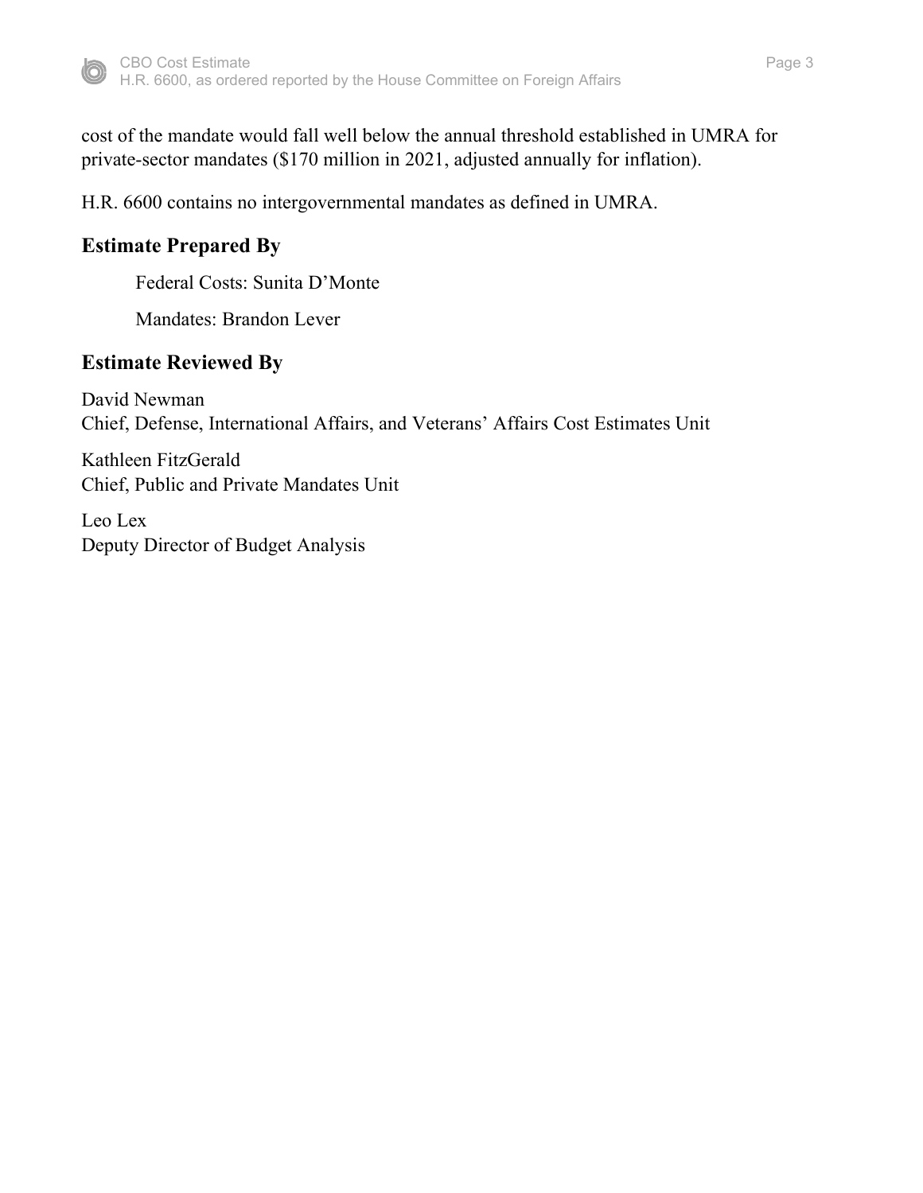cost of the mandate would fall well below the annual threshold established in UMRA for private-sector mandates ($170 million in 2021, adjusted annually for inflation).

H.R. 6600 contains no intergovernmental mandates as defined in UMRA.

## Estimate Prepared By

Federal Costs: Sunita D'Monte

Mandates: Brandon Lever

## Estimate Reviewed By

David Newman
Chief, Defense, International Affairs, and Veterans' Affairs Cost Estimates Unit

Kathleen FitzGerald
Chief, Public and Private Mandates Unit

Leo Lex
Deputy Director of Budget Analysis